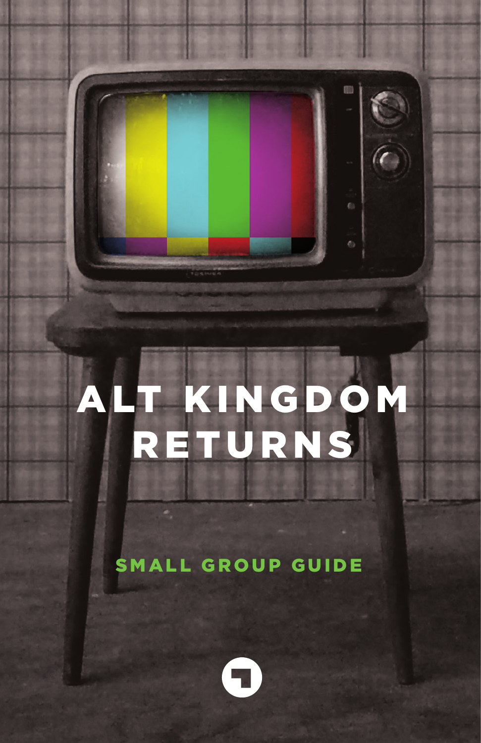# ALT KINGDOM RETURNS

## SMALL GROUP GUIDE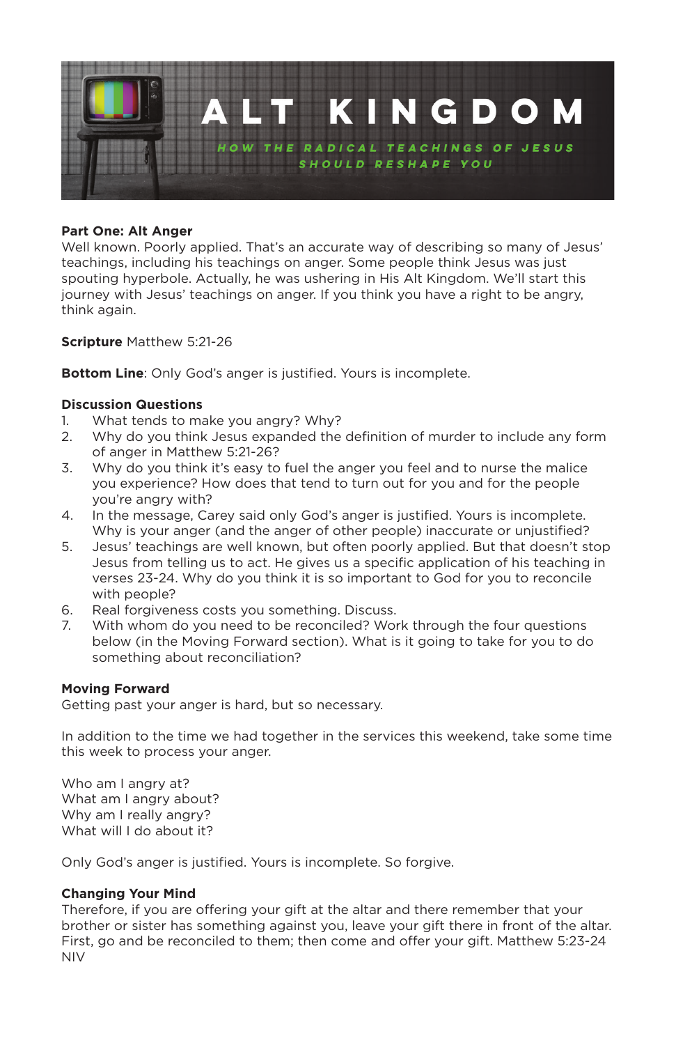# ALT KINGDOM

HOW THE RADICAL TEACHINGS OF JESUS SHOULD RESHAPE YOU

**Part One: Alt Anger**
Well known. Poorly applied. That's an accurate way of describing so many of Jesus' teachings, including his teachings on anger. Some people think Jesus was just spouting hyperbole. Actually, he was ushering in His Alt Kingdom. We'll start this journey with Jesus' teachings on anger. If you think you have a right to be angry, think again.

**Scripture** Matthew 5:21-26

**Bottom Line**: Only God's anger is justified. Yours is incomplete.

**Discussion Questions**

1. What tends to make you angry? Why?
2. Why do you think Jesus expanded the definition of murder to include any form of anger in Matthew 5:21-26?
3. Why do you think it's easy to fuel the anger you feel and to nurse the malice you experience? How does that tend to turn out for you and for the people you're angry with?
4. In the message, Carey said only God's anger is justified. Yours is incomplete. Why is your anger (and the anger of other people) inaccurate or unjustified?
5. Jesus' teachings are well known, but often poorly applied. But that doesn't stop Jesus from telling us to act. He gives us a specific application of his teaching in verses 23-24. Why do you think it is so important to God for you to reconcile with people?
6. Real forgiveness costs you something. Discuss.
7. With whom do you need to be reconciled? Work through the four questions below (in the Moving Forward section). What is it going to take for you to do something about reconciliation?

**Moving Forward**
Getting past your anger is hard, but so necessary.

In addition to the time we had together in the services this weekend, take some time this week to process your anger.

Who am I angry at?
What am I angry about?
Why am I really angry?
What will I do about it?

Only God's anger is justified. Yours is incomplete. So forgive.

**Changing Your Mind**
Therefore, if you are offering your gift at the altar and there remember that your brother or sister has something against you, leave your gift there in front of the altar. First, go and be reconciled to them; then come and offer your gift. Matthew 5:23-24 NIV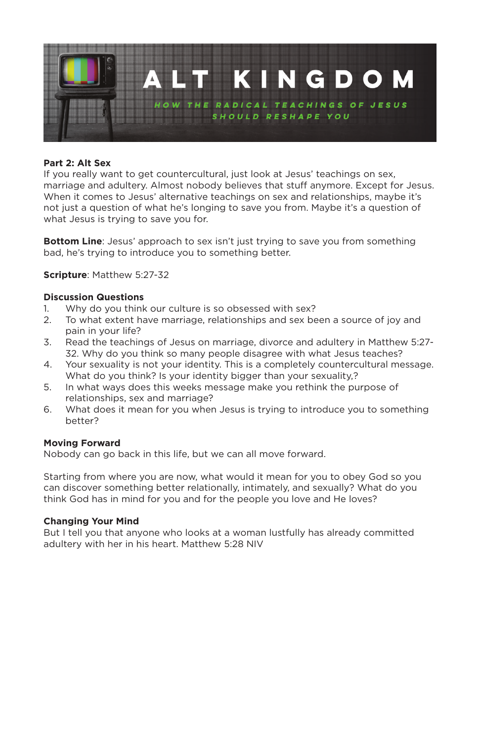# ALT KINGDOM

HOW THE RADICAL TEACHINGS OF JESUS SHOULD RESHAPE YOU

**Part 2: Alt Sex**

If you really want to get countercultural, just look at Jesus' teachings on sex, marriage and adultery. Almost nobody believes that stuff anymore. Except for Jesus. When it comes to Jesus' alternative teachings on sex and relationships, maybe it's not just a question of what he's longing to save you from. Maybe it's a question of what Jesus is trying to save you for.

**Bottom Line**: Jesus' approach to sex isn't just trying to save you from something bad, he's trying to introduce you to something better.

**Scripture**: Matthew 5:27-32

**Discussion Questions**

1. Why do you think our culture is so obsessed with sex?
2. To what extent have marriage, relationships and sex been a source of joy and pain in your life?
3. Read the teachings of Jesus on marriage, divorce and adultery in Matthew 5:27-32. Why do you think so many people disagree with what Jesus teaches?
4. Your sexuality is not your identity. This is a completely countercultural message. What do you think? Is your identity bigger than your sexuality,?
5. In what ways does this weeks message make you rethink the purpose of relationships, sex and marriage?
6. What does it mean for you when Jesus is trying to introduce you to something better?

**Moving Forward**

Nobody can go back in this life, but we can all move forward.

Starting from where you are now, what would it mean for you to obey God so you can discover something better relationally, intimately, and sexually? What do you think God has in mind for you and for the people you love and He loves?

**Changing Your Mind**

But I tell you that anyone who looks at a woman lustfully has already committed adultery with her in his heart. Matthew 5:28 NIV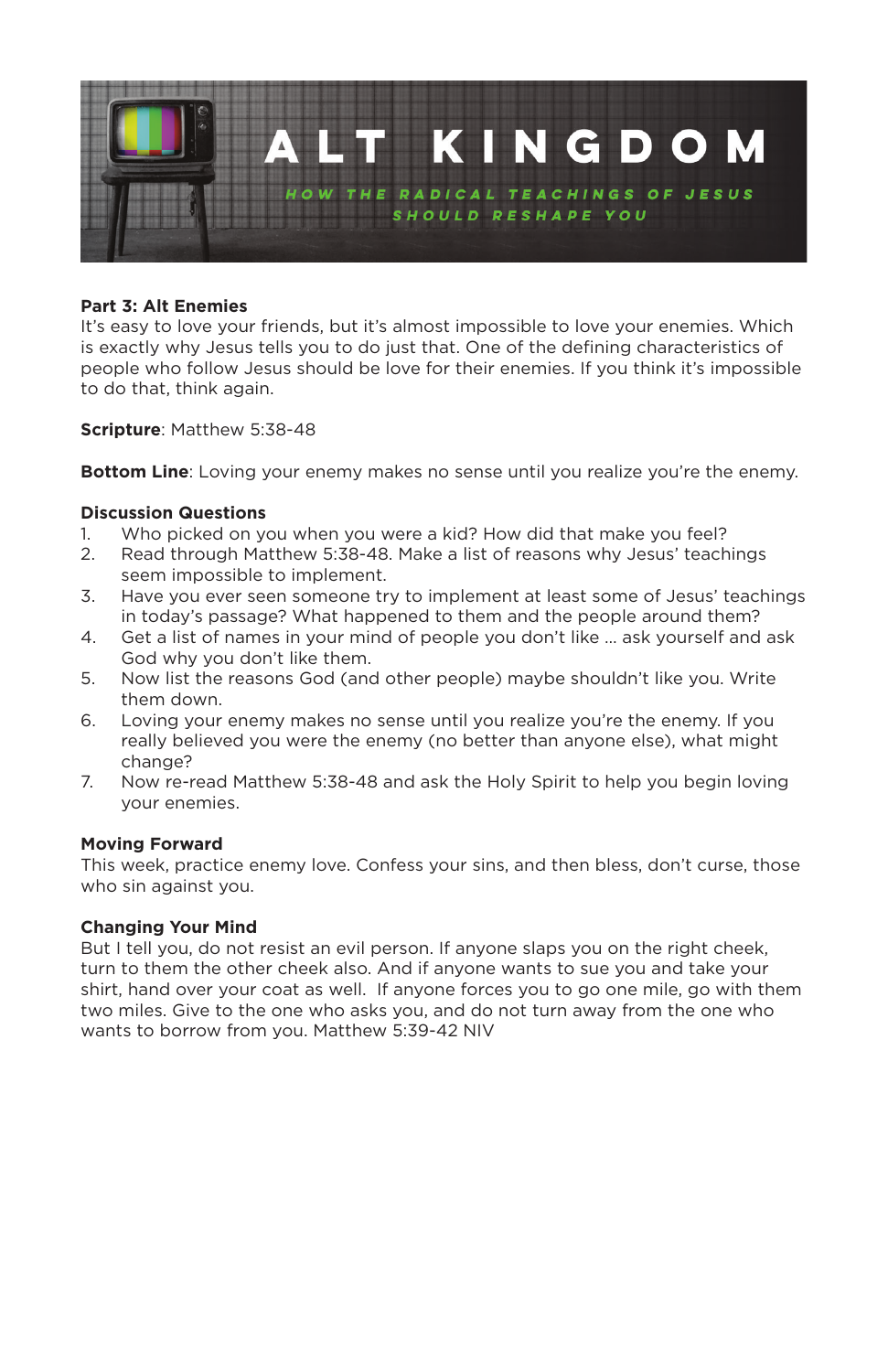# ALT KINGDOM

HOW THE RADICAL TEACHINGS OF JESUS SHOULD RESHAPE YOU

**Part 3: Alt Enemies**
It's easy to love your friends, but it's almost impossible to love your enemies. Which is exactly why Jesus tells you to do just that. One of the defining characteristics of people who follow Jesus should be love for their enemies. If you think it's impossible to do that, think again.

**Scripture**: Matthew 5:38-48

**Bottom Line**: Loving your enemy makes no sense until you realize you're the enemy.

**Discussion Questions**

1. Who picked on you when you were a kid? How did that make you feel?
2. Read through Matthew 5:38-48. Make a list of reasons why Jesus' teachings seem impossible to implement.
3. Have you ever seen someone try to implement at least some of Jesus' teachings in today's passage? What happened to them and the people around them?
4. Get a list of names in your mind of people you don't like … ask yourself and ask God why you don't like them.
5. Now list the reasons God (and other people) maybe shouldn't like you. Write them down.
6. Loving your enemy makes no sense until you realize you're the enemy. If you really believed you were the enemy (no better than anyone else), what might change?
7. Now re-read Matthew 5:38-48 and ask the Holy Spirit to help you begin loving your enemies.

**Moving Forward**
This week, practice enemy love. Confess your sins, and then bless, don't curse, those who sin against you.

**Changing Your Mind**
But I tell you, do not resist an evil person. If anyone slaps you on the right cheek, turn to them the other cheek also. And if anyone wants to sue you and take your shirt, hand over your coat as well. If anyone forces you to go one mile, go with them two miles. Give to the one who asks you, and do not turn away from the one who wants to borrow from you. Matthew 5:39-42 NIV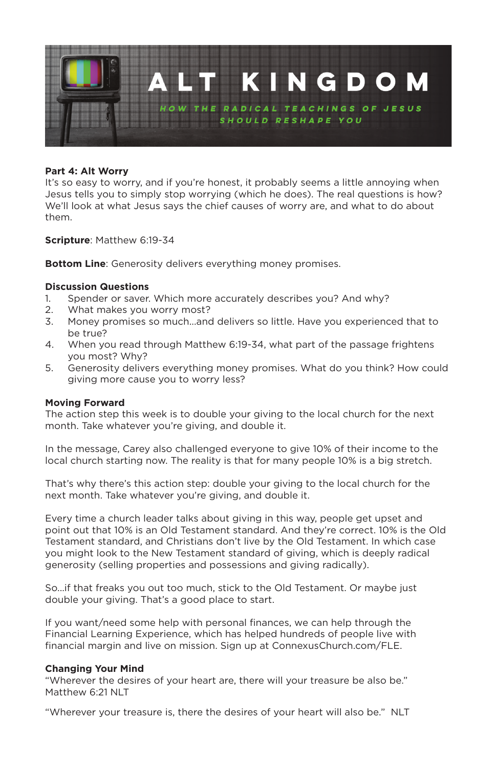# ALT KINGDOM

HOW THE RADICAL TEACHINGS OF JESUS SHOULD RESHAPE YOU

**Part 4: Alt Worry**
It's so easy to worry, and if you're honest, it probably seems a little annoying when Jesus tells you to simply stop worrying (which he does). The real questions is how? We'll look at what Jesus says the chief causes of worry are, and what to do about them.

**Scripture**: Matthew 6:19-34

**Bottom Line**: Generosity delivers everything money promises.

**Discussion Questions**

1. Spender or saver. Which more accurately describes you? And why?
2. What makes you worry most?
3. Money promises so much...and delivers so little. Have you experienced that to be true?
4. When you read through Matthew 6:19-34, what part of the passage frightens you most? Why?
5. Generosity delivers everything money promises. What do you think? How could giving more cause you to worry less?

**Moving Forward**
The action step this week is to double your giving to the local church for the next month. Take whatever you're giving, and double it.

In the message, Carey also challenged everyone to give 10% of their income to the local church starting now. The reality is that for many people 10% is a big stretch.

That's why there's this action step: double your giving to the local church for the next month. Take whatever you're giving, and double it.

Every time a church leader talks about giving in this way, people get upset and point out that 10% is an Old Testament standard. And they're correct. 10% is the Old Testament standard, and Christians don't live by the Old Testament. In which case you might look to the New Testament standard of giving, which is deeply radical generosity (selling properties and possessions and giving radically).

So...if that freaks you out too much, stick to the Old Testament. Or maybe just double your giving. That's a good place to start.

If you want/need some help with personal finances, we can help through the Financial Learning Experience, which has helped hundreds of people live with financial margin and live on mission. Sign up at ConnexusChurch.com/FLE.

**Changing Your Mind**
"Wherever the desires of your heart are, there will your treasure be also be." Matthew 6:21 NLT

"Wherever your treasure is, there the desires of your heart will also be." NLT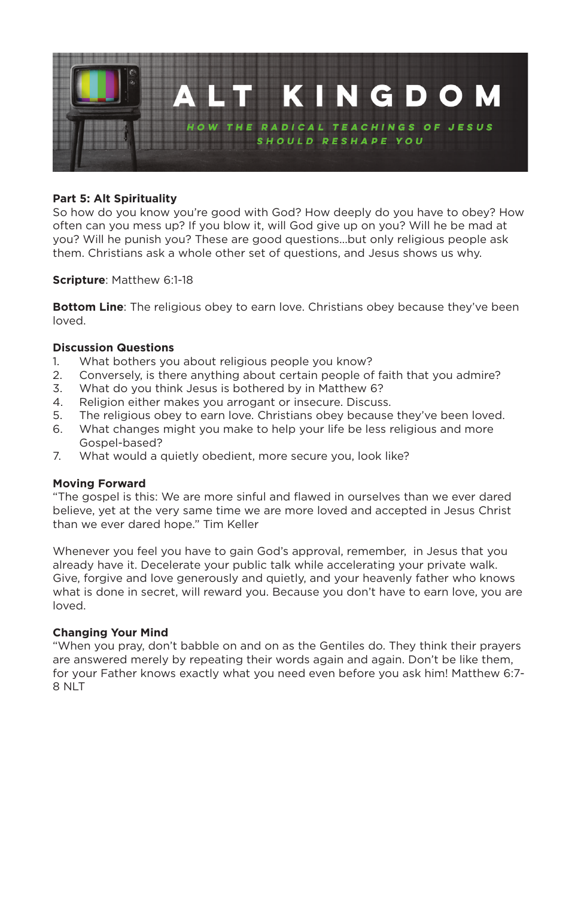# ALT KINGDOM

HOW THE RADICAL TEACHINGS OF JESUS SHOULD RESHAPE YOU

**Part 5: Alt Spirituality**
So how do you know you're good with God? How deeply do you have to obey? How often can you mess up? If you blow it, will God give up on you? Will he be mad at you? Will he punish you? These are good questions...but only religious people ask them. Christians ask a whole other set of questions, and Jesus shows us why.

**Scripture**: Matthew 6:1-18

**Bottom Line**: The religious obey to earn love. Christians obey because they've been loved.

**Discussion Questions**

1. What bothers you about religious people you know?
2. Conversely, is there anything about certain people of faith that you admire?
3. What do you think Jesus is bothered by in Matthew 6?
4. Religion either makes you arrogant or insecure. Discuss.
5. The religious obey to earn love. Christians obey because they've been loved.
6. What changes might you make to help your life be less religious and more Gospel-based?
7. What would a quietly obedient, more secure you, look like?

**Moving Forward**
"The gospel is this: We are more sinful and flawed in ourselves than we ever dared believe, yet at the very same time we are more loved and accepted in Jesus Christ than we ever dared hope." Tim Keller

Whenever you feel you have to gain God's approval, remember, in Jesus that you already have it. Decelerate your public talk while accelerating your private walk. Give, forgive and love generously and quietly, and your heavenly father who knows what is done in secret, will reward you. Because you don't have to earn love, you are loved.

**Changing Your Mind**
"When you pray, don't babble on and on as the Gentiles do. They think their prayers are answered merely by repeating their words again and again. Don't be like them, for your Father knows exactly what you need even before you ask him! Matthew 6:7-8 NLT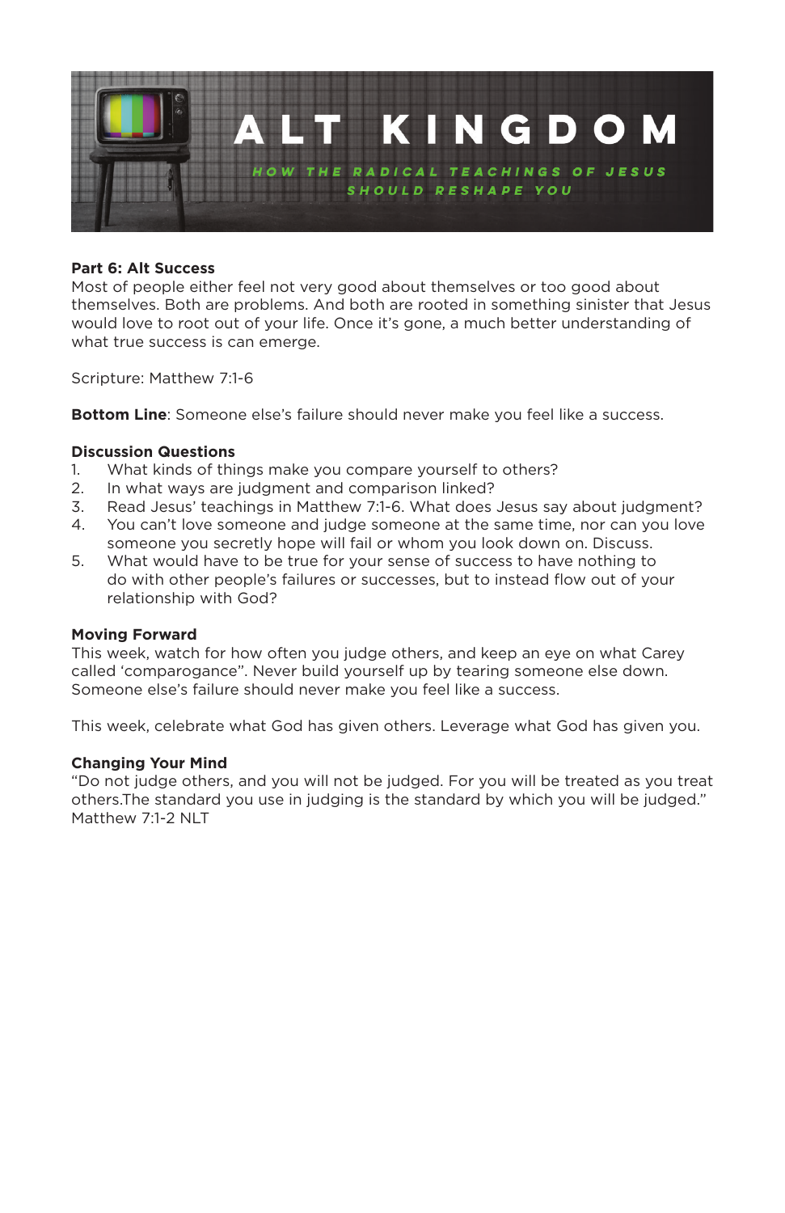# ALT KINGDOM

HOW THE RADICAL TEACHINGS OF JESUS SHOULD RESHAPE YOU

**Part 6: Alt Success**

Most of people either feel not very good about themselves or too good about themselves. Both are problems. And both are rooted in something sinister that Jesus would love to root out of your life. Once it's gone, a much better understanding of what true success is can emerge.

Scripture: Matthew 7:1-6

**Bottom Line**: Someone else's failure should never make you feel like a success.

**Discussion Questions**

1. What kinds of things make you compare yourself to others?
2. In what ways are judgment and comparison linked?
3. Read Jesus' teachings in Matthew 7:1-6. What does Jesus say about judgment?
4. You can't love someone and judge someone at the same time, nor can you love someone you secretly hope will fail or whom you look down on. Discuss.
5. What would have to be true for your sense of success to have nothing to do with other people's failures or successes, but to instead flow out of your relationship with God?

**Moving Forward**

This week, watch for how often you judge others, and keep an eye on what Carey called 'comparogance". Never build yourself up by tearing someone else down. Someone else's failure should never make you feel like a success.

This week, celebrate what God has given others. Leverage what God has given you.

**Changing Your Mind**

"Do not judge others, and you will not be judged. For you will be treated as you treat others.The standard you use in judging is the standard by which you will be judged."
Matthew 7:1-2 NLT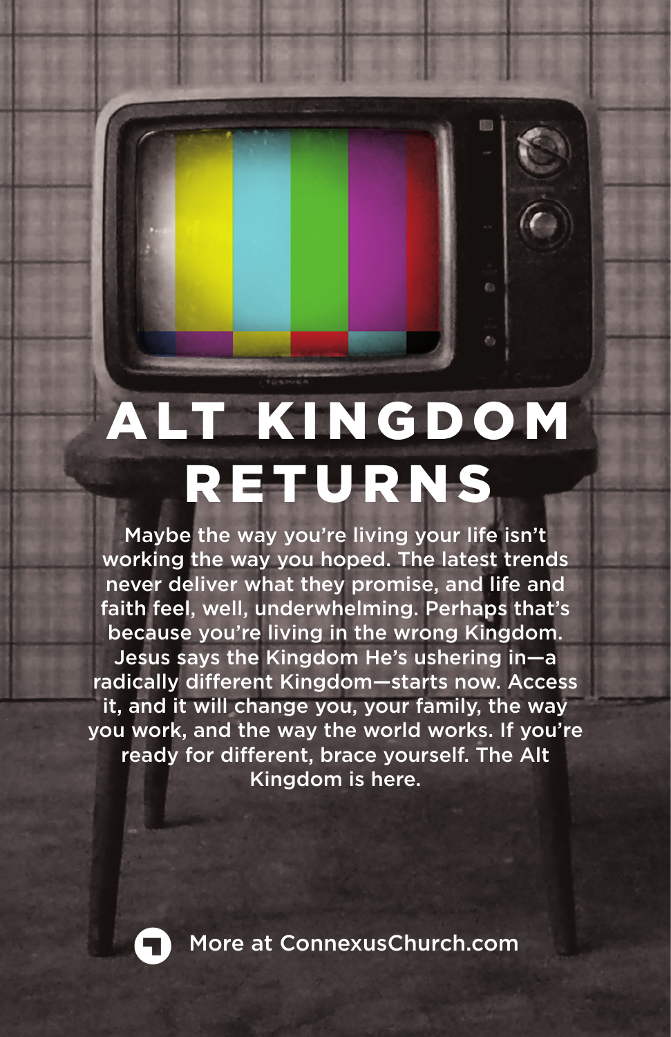# ALT KINGDOM RETURNS

Maybe the way you're living your life isn't working the way you hoped. The latest trends never deliver what they promise, and life and faith feel, well, underwhelming. Perhaps that's because you're living in the wrong Kingdom. Jesus says the Kingdom He's ushering in—a radically different Kingdom—starts now. Access it, and it will change you, your family, the way you work, and the way the world works. If you're ready for different, brace yourself. The Alt Kingdom is here.

More at ConnexusChurch.com